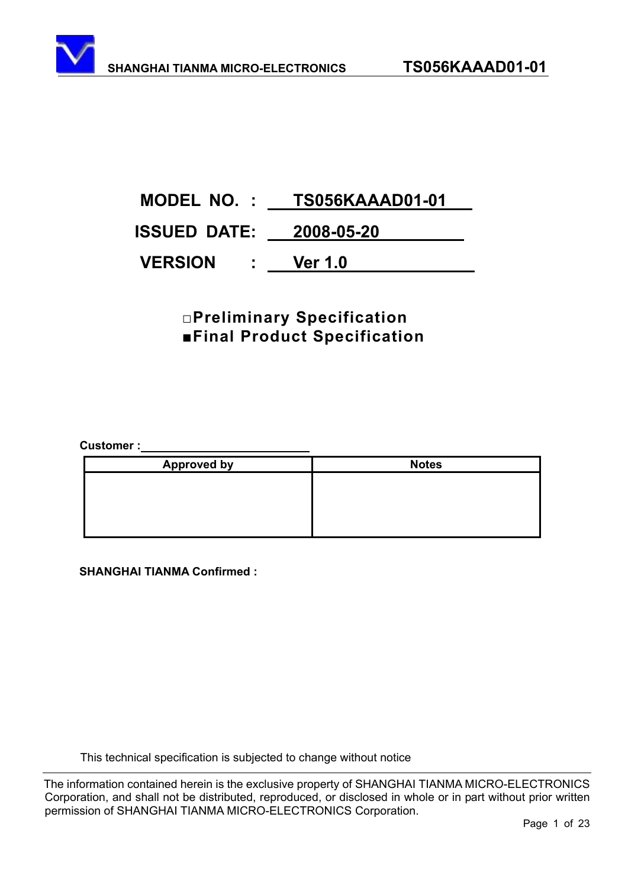**MODEL NO. : TS056KAAAD01-01**

**ISSUED DATE: 2008-05-20**

**VERSION : Ver 1.0**

□**Preliminary Specification**
■**Final Product Specification**

**Customer :** ______________________

| Approved by | Notes |
| --- | --- |
| | |

**SHANGHAI TIANMA Confirmed :**

This technical specification is subjected to change without notice

The information contained herein is the exclusive property of SHANGHAI TIANMA MICRO-ELECTRONICS Corporation, and shall not be distributed, reproduced, or disclosed in whole or in part without prior written permission of SHANGHAI TIANMA MICRO-ELECTRONICS Corporation.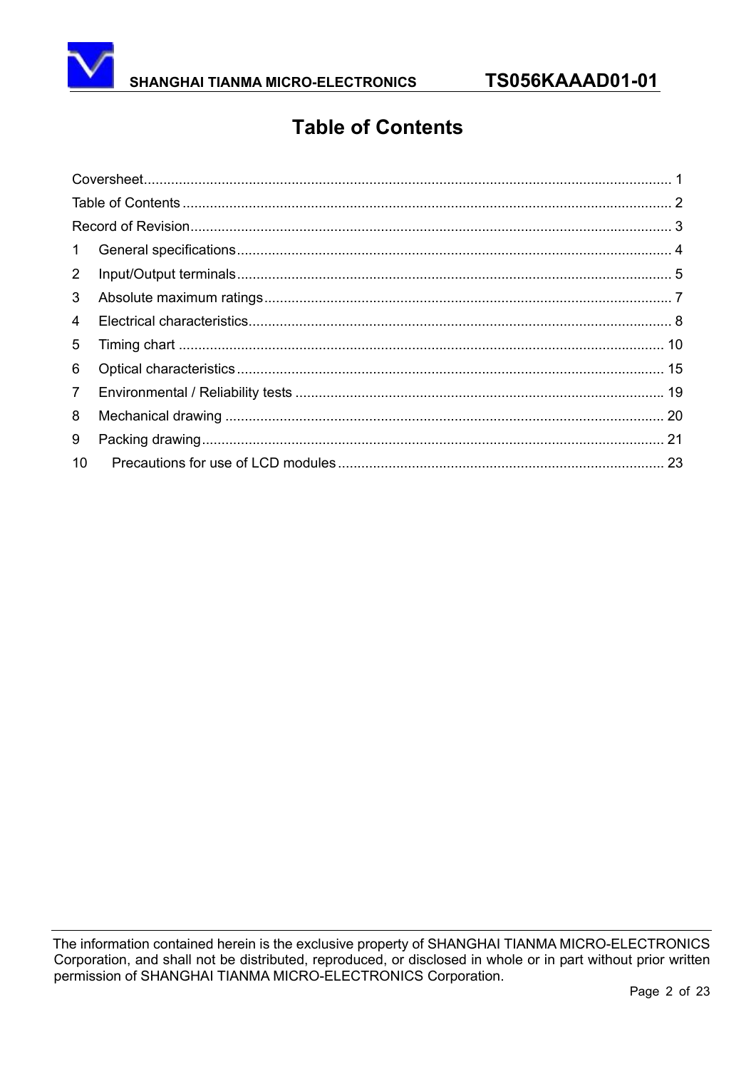# Table of Contents

Coversheet........................................................................................................................ 1

Table of Contents ............................................................................................................. 2

Record of Revision............................................................................................................ 3

1 General specifications................................................................................................ 4

2 Input/Output terminals................................................................................................ 5

3 Absolute maximum ratings......................................................................................... 7

4 Electrical characteristics............................................................................................. 8

5 Timing chart ............................................................................................................. 10

6 Optical characteristics .............................................................................................. 15

7 Environmental / Reliability tests ............................................................................... 19

8 Mechanical drawing ................................................................................................. 20

9 Packing drawing....................................................................................................... 21

10 Precautions for use of LCD modules .................................................................... 23

The information contained herein is the exclusive property of SHANGHAI TIANMA MICRO-ELECTRONICS Corporation, and shall not be distributed, reproduced, or disclosed in whole or in part without prior written permission of SHANGHAI TIANMA MICRO-ELECTRONICS Corporation.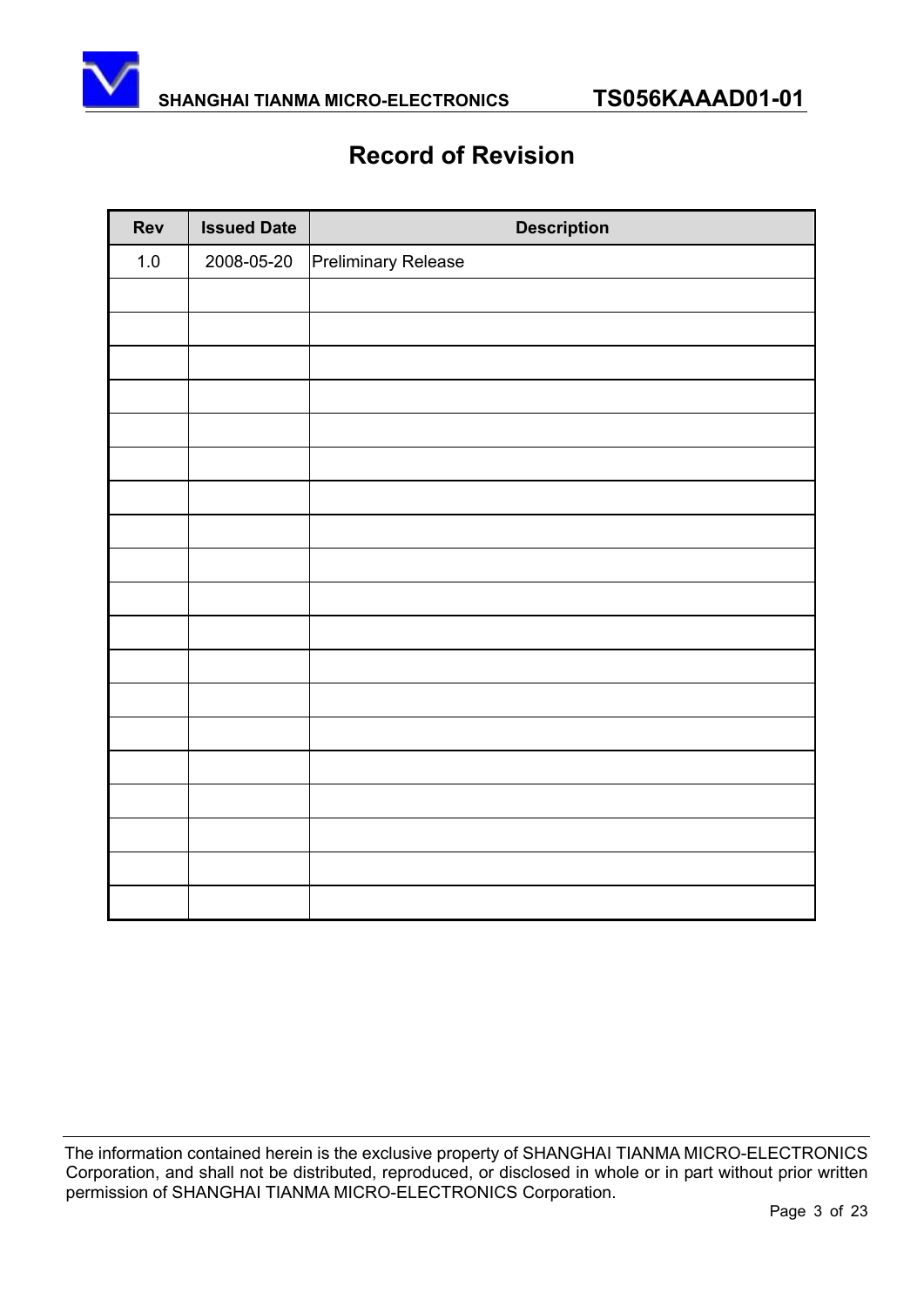# Record of Revision

| Rev | Issued Date | Description |
|---|---|---|
| 1.0 | 2008-05-20 | Preliminary Release |
| | | |
| | | |
| | | |
| | | |
| | | |
| | | |
| | | |
| | | |
| | | |
| | | |
| | | |
| | | |
| | | |
| | | |
| | | |
| | | |
| | | |
| | | |
| | | |

The information contained herein is the exclusive property of SHANGHAI TIANMA MICRO-ELECTRONICS Corporation, and shall not be distributed, reproduced, or disclosed in whole or in part without prior written permission of SHANGHAI TIANMA MICRO-ELECTRONICS Corporation.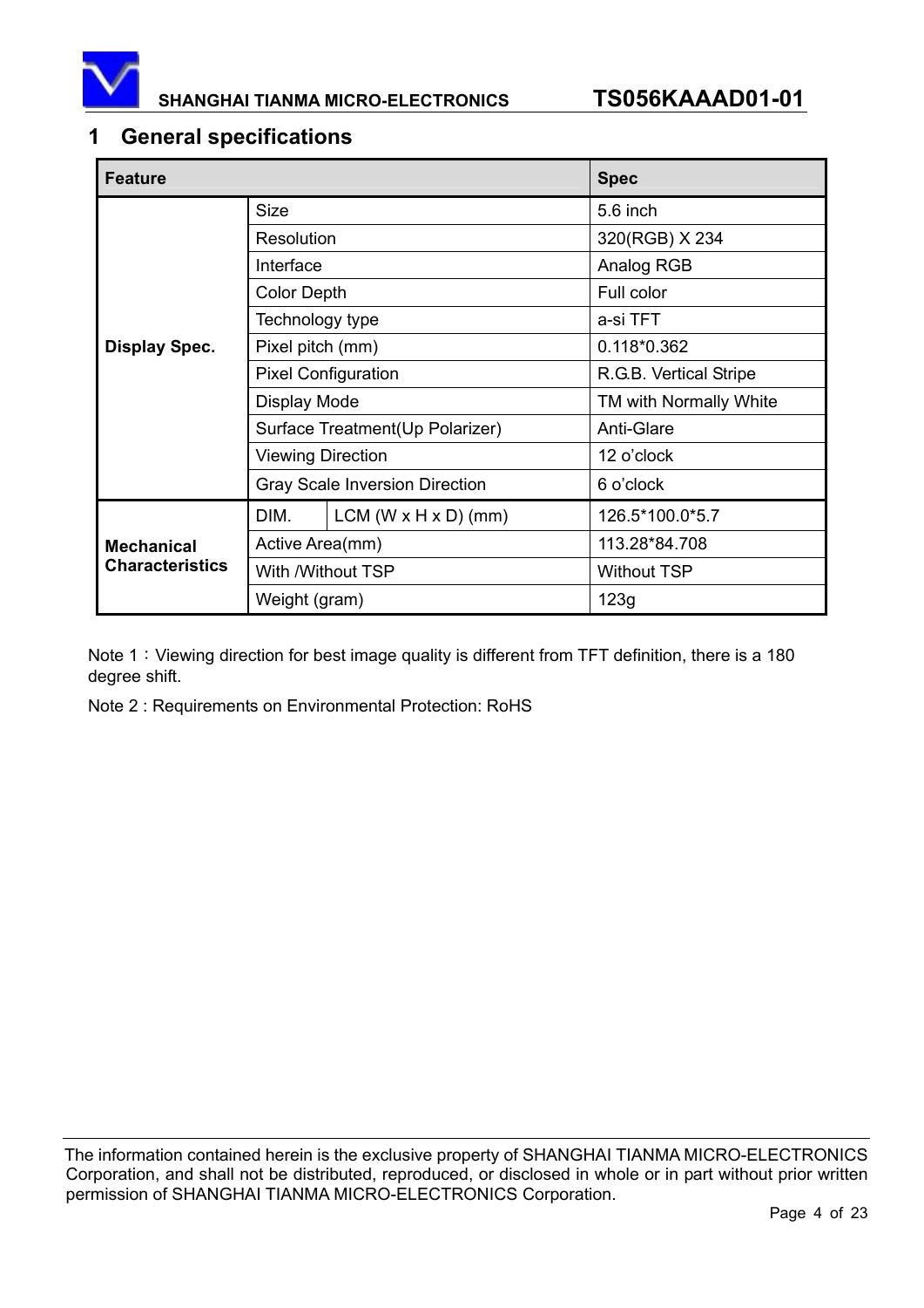# 1 General specifications

| Feature | | | Spec |
| --- | --- | --- | --- |
| Display Spec. | Size | | 5.6 inch |
| | Resolution | | 320(RGB) X 234 |
| | Interface | | Analog RGB |
| | Color Depth | | Full color |
| | Technology type | | a-si TFT |
| | Pixel pitch (mm) | | 0.118*0.362 |
| | Pixel Configuration | | R.G.B. Vertical Stripe |
| | Display Mode | | TM with Normally White |
| | Surface Treatment(Up Polarizer) | | Anti-Glare |
| | Viewing Direction | | 12 o'clock |
| | Gray Scale Inversion Direction | | 6 o'clock |
| Mechanical Characteristics | DIM. | LCM (W x H x D) (mm) | 126.5*100.0*5.7 |
| | Active Area(mm) | | 113.28*84.708 |
| | With /Without TSP | | Without TSP |
| | Weight (gram) | | 123g |

Note 1：Viewing direction for best image quality is different from TFT definition, there is a 180 degree shift.

Note 2 : Requirements on Environmental Protection: RoHS

The information contained herein is the exclusive property of SHANGHAI TIANMA MICRO-ELECTRONICS Corporation, and shall not be distributed, reproduced, or disclosed in whole or in part without prior written permission of SHANGHAI TIANMA MICRO-ELECTRONICS Corporation.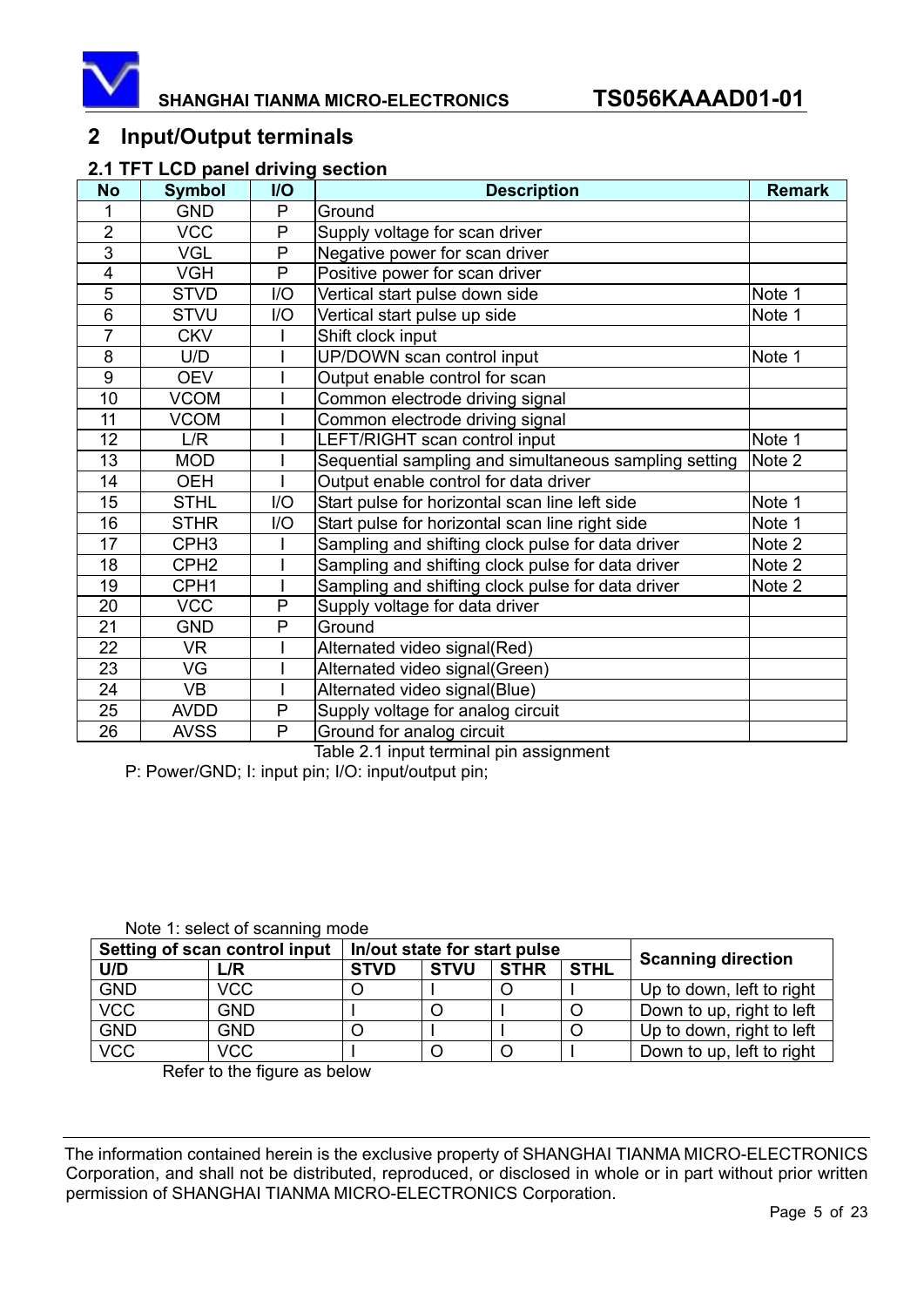## 2 Input/Output terminals

### 2.1 TFT LCD panel driving section

| No | Symbol | I/O | Description | Remark |
|---|---|---|---|---|
| 1 | GND | P | Ground | |
| 2 | VCC | P | Supply voltage for scan driver | |
| 3 | VGL | P | Negative power for scan driver | |
| 4 | VGH | P | Positive power for scan driver | |
| 5 | STVD | I/O | Vertical start pulse down side | Note 1 |
| 6 | STVU | I/O | Vertical start pulse up side | Note 1 |
| 7 | CKV | I | Shift clock input | |
| 8 | U/D | I | UP/DOWN scan control input | Note 1 |
| 9 | OEV | I | Output enable control for scan | |
| 10 | VCOM | I | Common electrode driving signal | |
| 11 | VCOM | I | Common electrode driving signal | |
| 12 | L/R | I | LEFT/RIGHT scan control input | Note 1 |
| 13 | MOD | I | Sequential sampling and simultaneous sampling setting | Note 2 |
| 14 | OEH | I | Output enable control for data driver | |
| 15 | STHL | I/O | Start pulse for horizontal scan line left side | Note 1 |
| 16 | STHR | I/O | Start pulse for horizontal scan line right side | Note 1 |
| 17 | CPH3 | I | Sampling and shifting clock pulse for data driver | Note 2 |
| 18 | CPH2 | I | Sampling and shifting clock pulse for data driver | Note 2 |
| 19 | CPH1 | I | Sampling and shifting clock pulse for data driver | Note 2 |
| 20 | VCC | P | Supply voltage for data driver | |
| 21 | GND | P | Ground | |
| 22 | VR | I | Alternated video signal(Red) | |
| 23 | VG | I | Alternated video signal(Green) | |
| 24 | VB | I | Alternated video signal(Blue) | |
| 25 | AVDD | P | Supply voltage for analog circuit | |
| 26 | AVSS | P | Ground for analog circuit | |

Table 2.1 input terminal pin assignment

P: Power/GND; I: input pin; I/O: input/output pin;

Note 1: select of scanning mode

| Setting of scan control input | | In/out state for start pulse | | | | Scanning direction |
|---|---|---|---|---|---|---|
| U/D | L/R | STVD | STVU | STHR | STHL | |
| GND | VCC | O | I | O | I | Up to down, left to right |
| VCC | GND | I | O | I | O | Down to up, right to left |
| GND | GND | O | I | I | O | Up to down, right to left |
| VCC | VCC | I | O | O | I | Down to up, left to right |

Refer to the figure as below

The information contained herein is the exclusive property of SHANGHAI TIANMA MICRO-ELECTRONICS Corporation, and shall not be distributed, reproduced, or disclosed in whole or in part without prior written permission of SHANGHAI TIANMA MICRO-ELECTRONICS Corporation.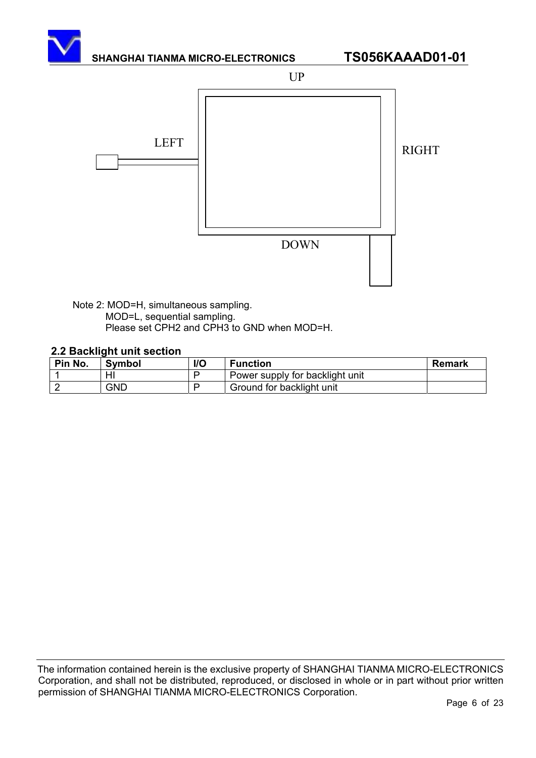UP

LEFT

RIGHT

DOWN

Note 2: MOD=H, simultaneous sampling.
MOD=L, sequential sampling.
Please set CPH2 and CPH3 to GND when MOD=H.

### 2.2 Backlight unit section

| Pin No. | Symbol | I/O | Function | Remark |
|---|---|---|---|---|
| 1 | HI | P | Power supply for backlight unit | |
| 2 | GND | P | Ground for backlight unit | |

The information contained herein is the exclusive property of SHANGHAI TIANMA MICRO-ELECTRONICS Corporation, and shall not be distributed, reproduced, or disclosed in whole or in part without prior written permission of SHANGHAI TIANMA MICRO-ELECTRONICS Corporation.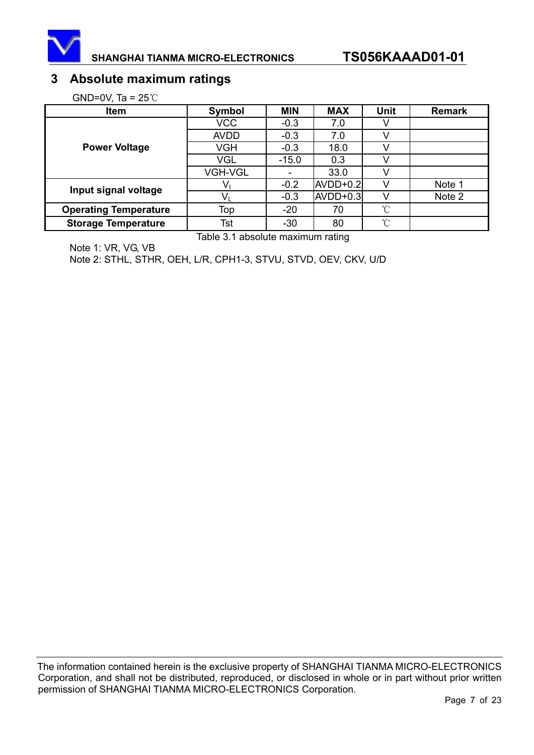## 3 Absolute maximum ratings

GND=0V, Ta = 25℃

| Item | Symbol | MIN | MAX | Unit | Remark |
|---|---|---|---|---|---|
| Power Voltage | VCC | -0.3 | 7.0 | V | |
| | AVDD | -0.3 | 7.0 | V | |
| | VGH | -0.3 | 18.0 | V | |
| | VGL | -15.0 | 0.3 | V | |
| | VGH-VGL | - | 33.0 | V | |
| Input signal voltage | $V_I$ | -0.2 | AVDD+0.2 | V | Note 1 |
| | $V_L$ | -0.3 | AVDD+0.3 | V | Note 2 |
| Operating Temperature | Top | -20 | 70 | ℃ | |
| Storage Temperature | Tst | -30 | 80 | ℃ | |

Table 3.1 absolute maximum rating

Note 1: VR, VG, VB

Note 2: STHL, STHR, OEH, L/R, CPH1-3, STVU, STVD, OEV, CKV, U/D

The information contained herein is the exclusive property of SHANGHAI TIANMA MICRO-ELECTRONICS Corporation, and shall not be distributed, reproduced, or disclosed in whole or in part without prior written permission of SHANGHAI TIANMA MICRO-ELECTRONICS Corporation.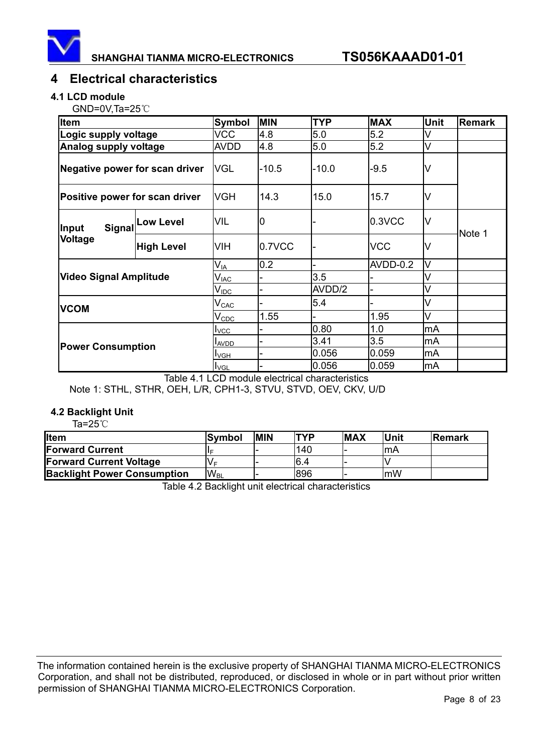# 4 Electrical characteristics

## 4.1 LCD module

GND=0V,Ta=25℃

| Item | | Symbol | MIN | TYP | MAX | Unit | Remark |
|---|---|---|---|---|---|---|---|
| **Logic supply voltage** | | VCC | 4.8 | 5.0 | 5.2 | V | |
| **Analog supply voltage** | | AVDD | 4.8 | 5.0 | 5.2 | V | |
| **Negative power for scan driver** | | VGL | -10.5 | -10.0 | -9.5 | V | |
| **Positive power for scan driver** | | VGH | 14.3 | 15.0 | 15.7 | V | |
| **Input Signal Voltage** | **Low Level** | VIL | 0 | - | 0.3VCC | V | Note 1 |
| | **High Level** | VIH | 0.7VCC | - | VCC | V | |
| **Video Signal Amplitude** | | $V_{IA}$ | 0.2 | - | AVDD-0.2 | V | |
| | | $V_{IAC}$ | - | 3.5 | - | V | |
| | | $V_{IDC}$ | - | AVDD/2 | - | V | |
| **VCOM** | | $V_{CAC}$ | - | 5.4 | - | V | |
| | | $V_{CDC}$ | 1.55 | - | 1.95 | V | |
| **Power Consumption** | | $I_{VCC}$ | - | 0.80 | 1.0 | mA | |
| | | $I_{AVDD}$ | - | 3.41 | 3.5 | mA | |
| | | $I_{VGH}$ | - | 0.056 | 0.059 | mA | |
| | | $I_{VGL}$ | - | 0.056 | 0.059 | mA | |

Table 4.1 LCD module electrical characteristics

Note 1: STHL, STHR, OEH, L/R, CPH1-3, STVU, STVD, OEV, CKV, U/D

## 4.2 Backlight Unit

Ta=25℃

| Item | Symbol | MIN | TYP | MAX | Unit | Remark |
|---|---|---|---|---|---|---|
| **Forward Current** | $I_F$ | - | 140 | - | mA | |
| **Forward Current Voltage** | $V_F$ | - | 6.4 | - | V | |
| **Backlight Power Consumption** | $W_{BL}$ | - | 896 | - | mW | |

Table 4.2 Backlight unit electrical characteristics

The information contained herein is the exclusive property of SHANGHAI TIANMA MICRO-ELECTRONICS Corporation, and shall not be distributed, reproduced, or disclosed in whole or in part without prior written permission of SHANGHAI TIANMA MICRO-ELECTRONICS Corporation.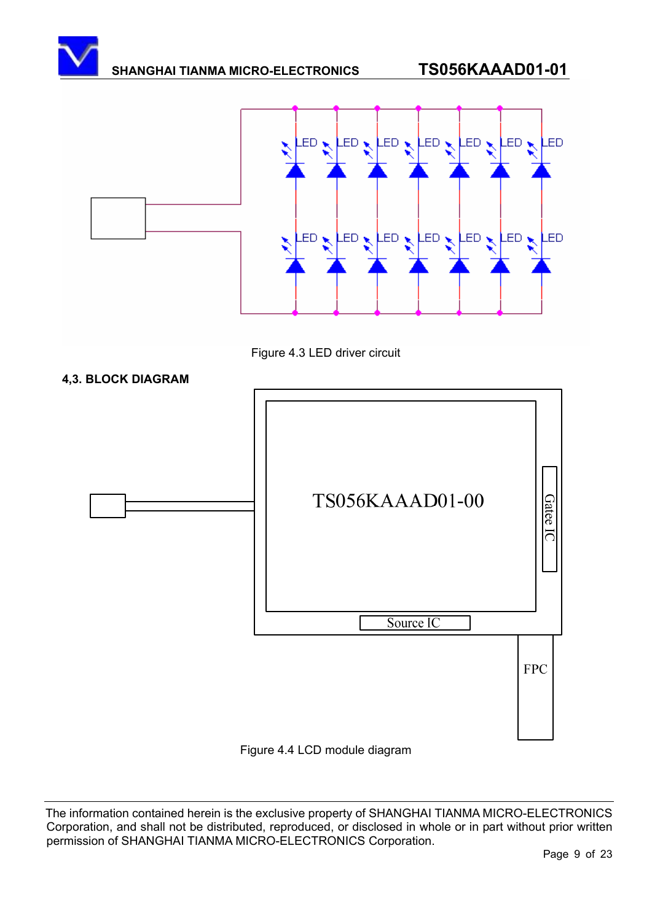Figure 4.3 LED driver circuit

## 4,3. BLOCK DIAGRAM

Figure 4.4 LCD module diagram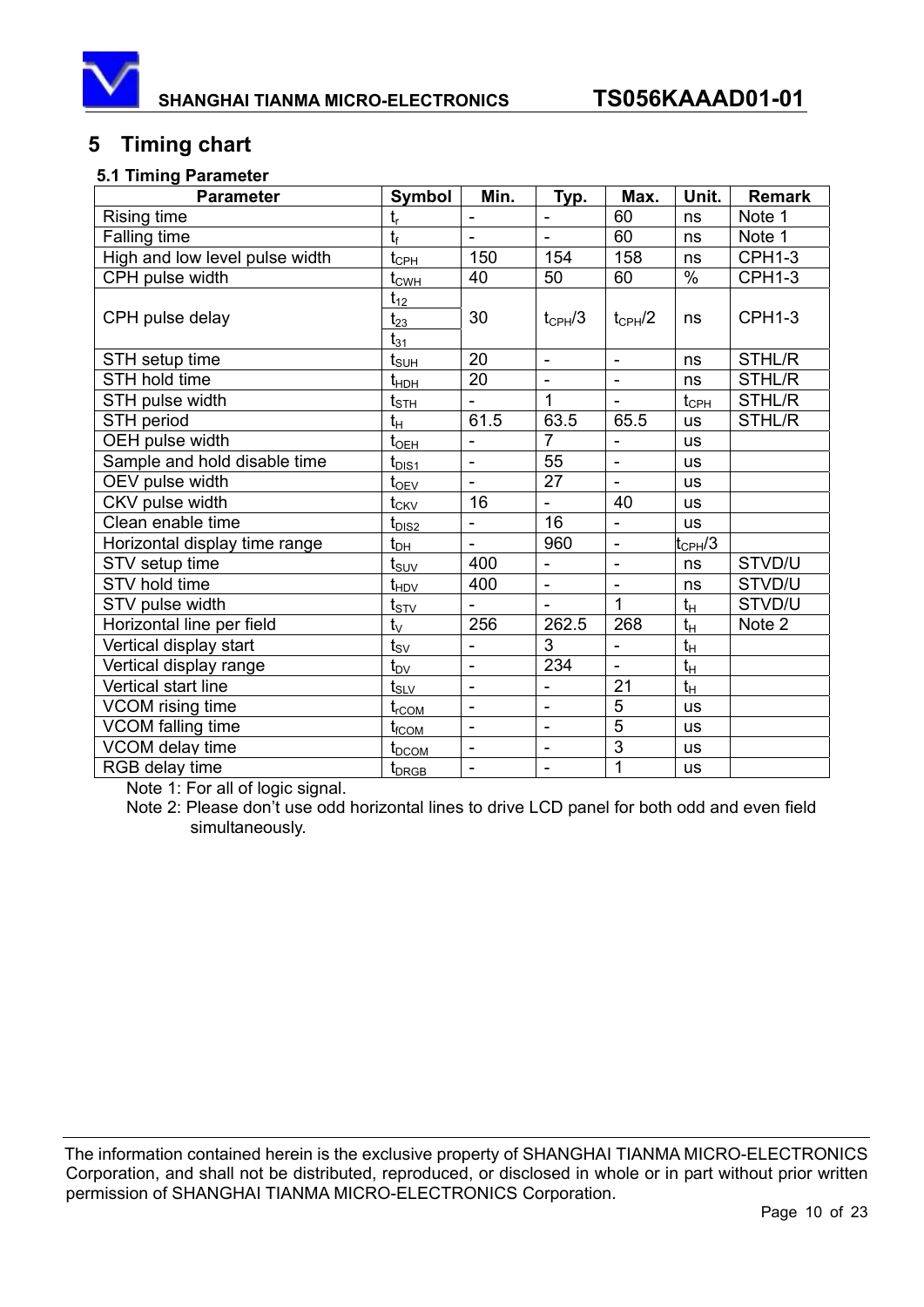# 5 Timing chart

### 5.1 Timing Parameter

| Parameter | Symbol | Min. | Typ. | Max. | Unit. | Remark |
|---|---|---|---|---|---|---|
| Rising time | $t_r$ | - | - | 60 | ns | Note 1 |
| Falling time | $t_f$ | - | - | 60 | ns | Note 1 |
| High and low level pulse width | $t_{CPH}$ | 150 | 154 | 158 | ns | CPH1-3 |
| CPH pulse width | $t_{CWH}$ | 40 | 50 | 60 | % | CPH1-3 |
| CPH pulse delay | $t_{12}$ $t_{23}$ $t_{31}$ | 30 | $t_{CPH}/3$ | $t_{CPH}/2$ | ns | CPH1-3 |
| STH setup time | $t_{SUH}$ | 20 | - | - | ns | STHL/R |
| STH hold time | $t_{HDH}$ | 20 | - | - | ns | STHL/R |
| STH pulse width | $t_{STH}$ | - | 1 | - | $t_{CPH}$ | STHL/R |
| STH period | $t_H$ | 61.5 | 63.5 | 65.5 | us | STHL/R |
| OEH pulse width | $t_{OEH}$ | - | 7 | - | us | |
| Sample and hold disable time | $t_{DIS1}$ | - | 55 | - | us | |
| OEV pulse width | $t_{OEV}$ | - | 27 | - | us | |
| CKV pulse width | $t_{CKV}$ | 16 | - | 40 | us | |
| Clean enable time | $t_{DIS2}$ | - | 16 | - | us | |
| Horizontal display time range | $t_{DH}$ | - | 960 | - | $t_{CPH}/3$ | |
| STV setup time | $t_{SUV}$ | 400 | - | - | ns | STVD/U |
| STV hold time | $t_{HDV}$ | 400 | - | - | ns | STVD/U |
| STV pulse width | $t_{STV}$ | - | - | 1 | $t_H$ | STVD/U |
| Horizontal line per field | $t_V$ | 256 | 262.5 | 268 | $t_H$ | Note 2 |
| Vertical display start | $t_{SV}$ | - | 3 | - | $t_H$ | |
| Vertical display range | $t_{DV}$ | - | 234 | - | $t_H$ | |
| Vertical start line | $t_{SLV}$ | - | - | 21 | $t_H$ | |
| VCOM rising time | $t_{rCOM}$ | - | - | 5 | us | |
| VCOM falling time | $t_{fCOM}$ | - | - | 5 | us | |
| VCOM delay time | $t_{DCOM}$ | - | - | 3 | us | |
| RGB delay time | $t_{DRGB}$ | - | - | 1 | us | |

Note 1: For all of logic signal.

Note 2: Please don't use odd horizontal lines to drive LCD panel for both odd and even field simultaneously.

The information contained herein is the exclusive property of SHANGHAI TIANMA MICRO-ELECTRONICS Corporation, and shall not be distributed, reproduced, or disclosed in whole or in part without prior written permission of SHANGHAI TIANMA MICRO-ELECTRONICS Corporation.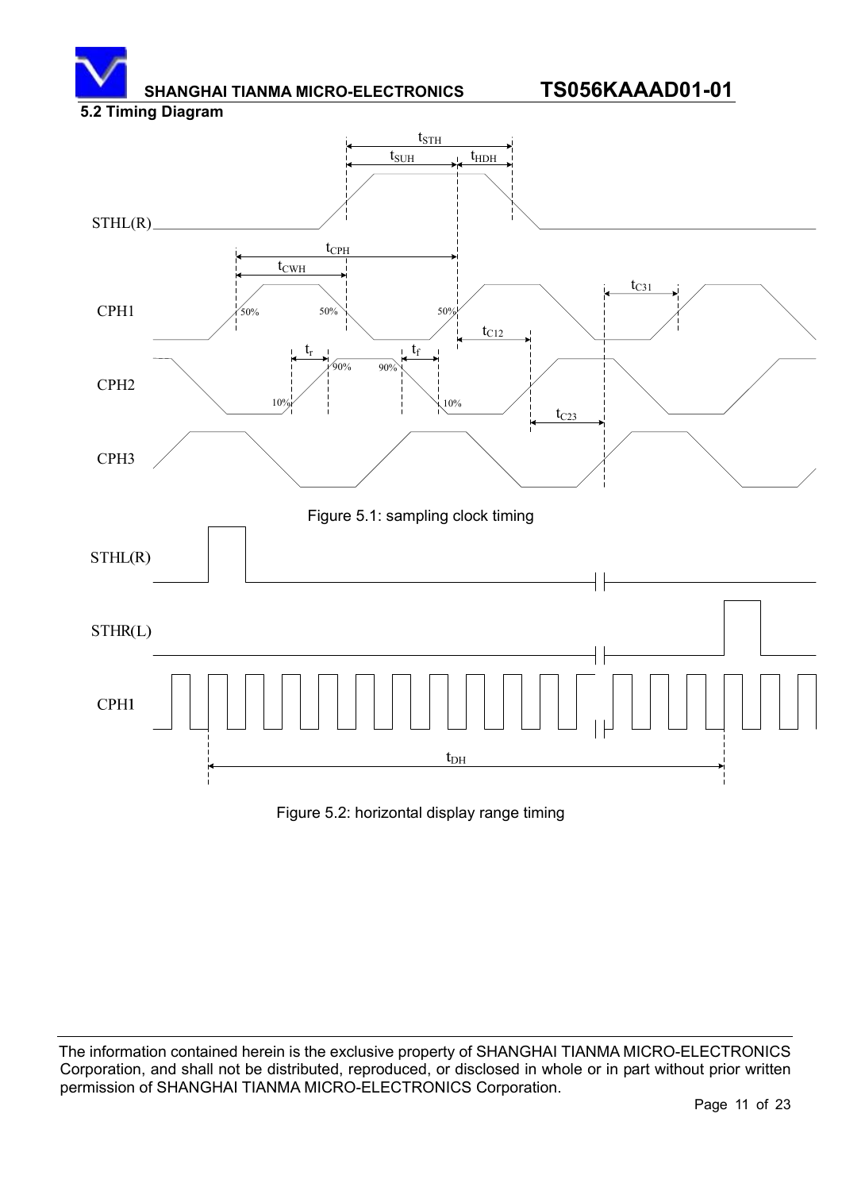### 5.2 Timing Diagram

Figure 5.1: sampling clock timing

Figure 5.2: horizontal display range timing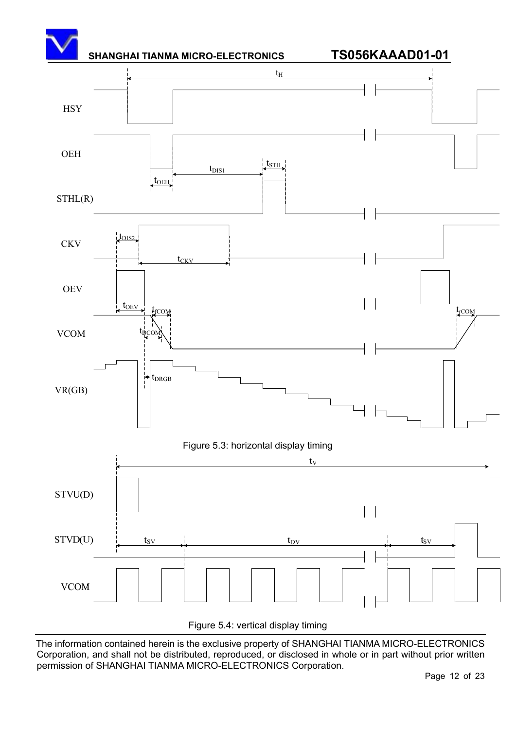Figure 5.3: horizontal display timing

Figure 5.4: vertical display timing

The information contained herein is the exclusive property of SHANGHAI TIANMA MICRO-ELECTRONICS Corporation, and shall not be distributed, reproduced, or disclosed in whole or in part without prior written permission of SHANGHAI TIANMA MICRO-ELECTRONICS Corporation.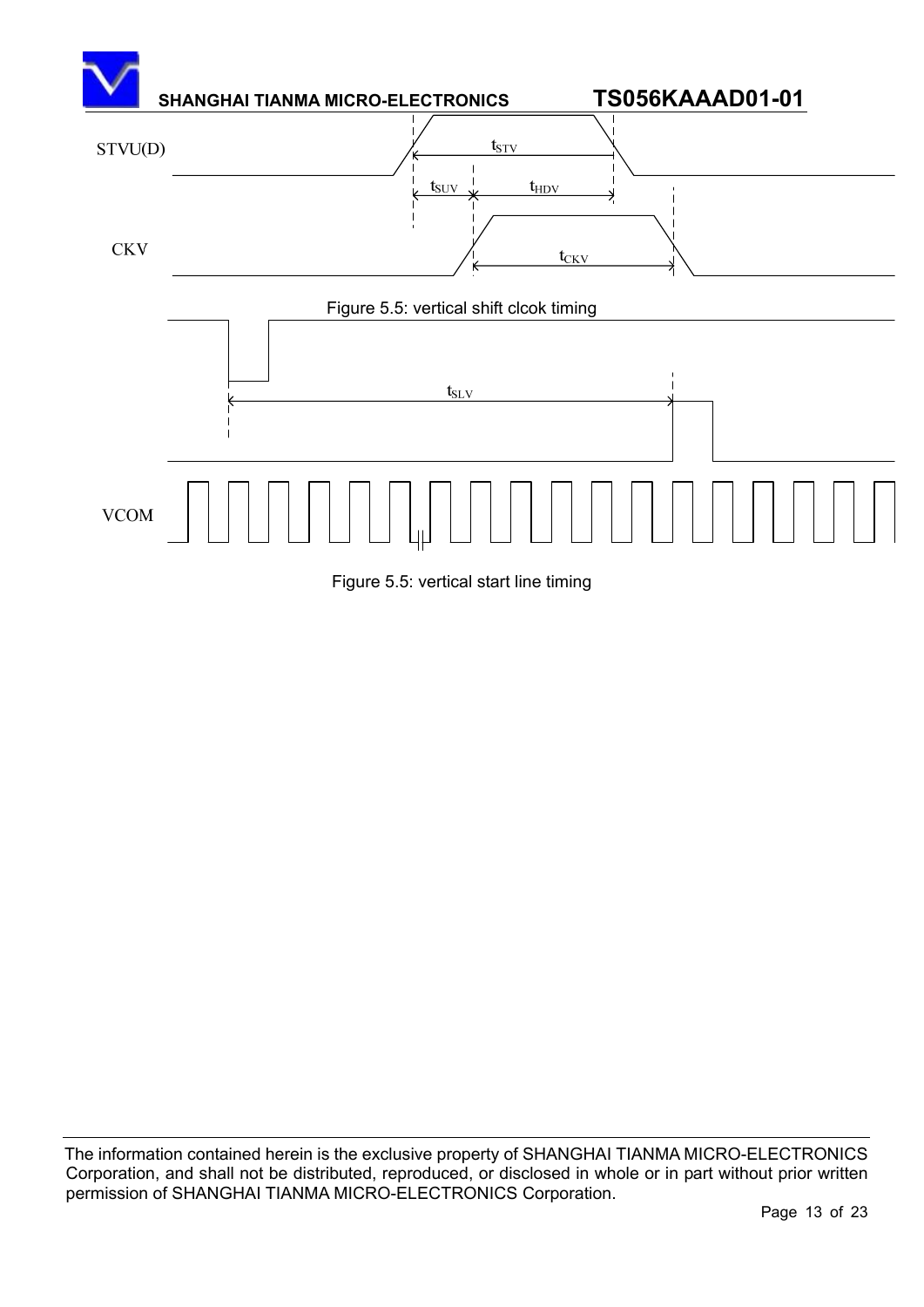STVU(D)

$t_{STV}$

$t_{SUV}$ $t_{HDV}$

CKV

$t_{CKV}$

Figure 5.5: vertical shift clcok timing

$t_{SLV}$

VCOM

Figure 5.5: vertical start line timing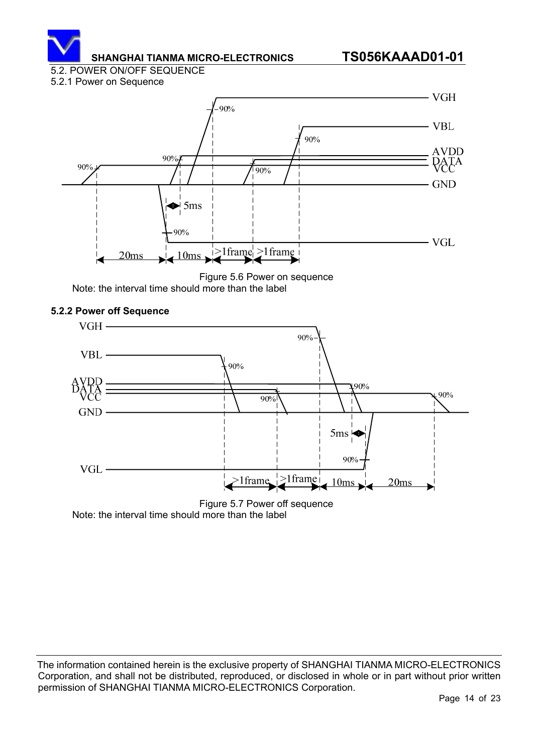## 5.2. POWER ON/OFF SEQUENCE

### 5.2.1 Power on Sequence

Figure 5.6 Power on sequence

Note: the interval time should more than the label

### 5.2.2 Power off Sequence

Figure 5.7 Power off sequence

Note: the interval time should more than the label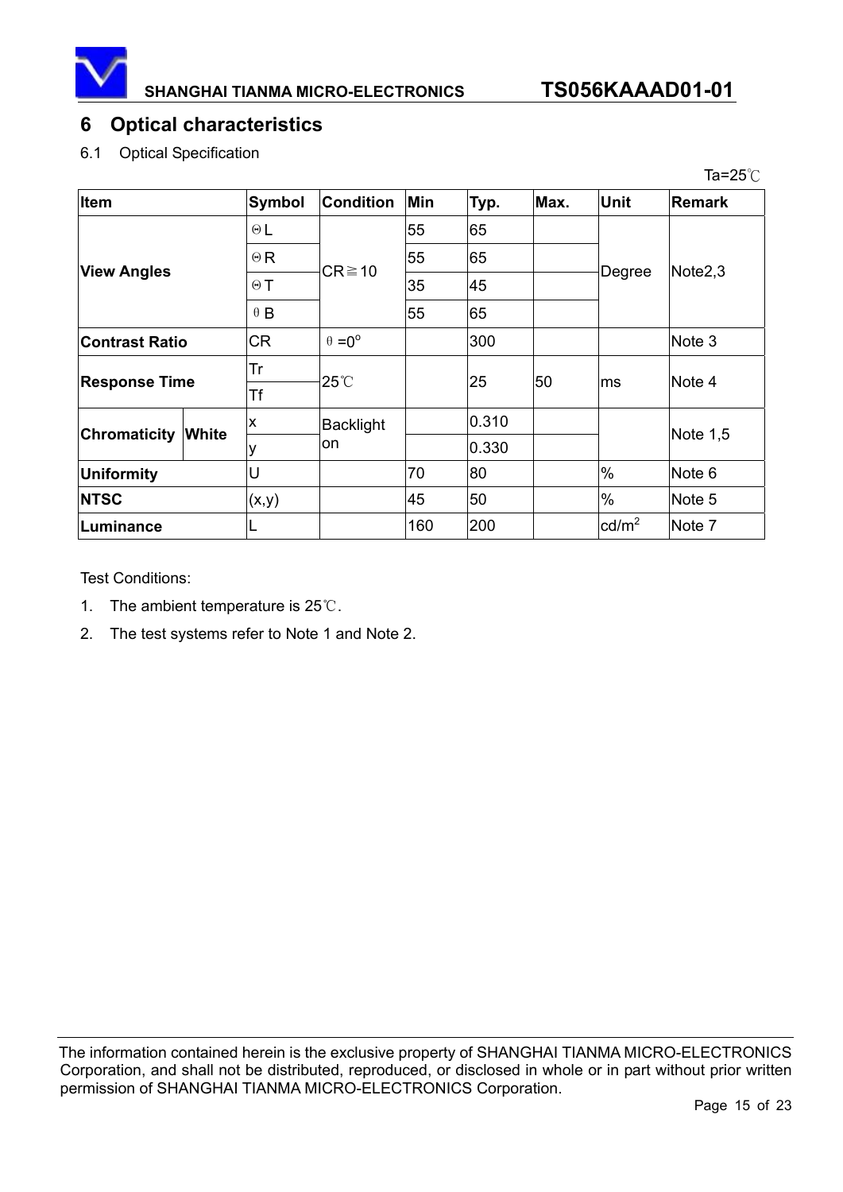# 6 Optical characteristics

6.1 Optical Specification

Ta=25℃

| Item | | Symbol | Condition | Min | Typ. | Max. | Unit | Remark |
|---|---|---|---|---|---|---|---|---|
| View Angles | | ΘL | CR≧10 | 55 | 65 | | Degree | Note2,3 |
| | | ΘR | | 55 | 65 | | | |
| | | ΘT | | 35 | 45 | | | |
| | | θB | | 55 | 65 | | | |
| Contrast Ratio | | CR | θ=0° | | 300 | | | Note 3 |
| Response Time | | Tr | 25℃ | | 25 | 50 | ms | Note 4 |
| | | Tf | | | | | | |
| Chromaticity | White | x | Backlight on | | 0.310 | | | Note 1,5 |
| | | y | | | 0.330 | | | |
| Uniformity | | U | | 70 | 80 | | % | Note 6 |
| NTSC | | (x,y) | | 45 | 50 | | % | Note 5 |
| Luminance | | L | | 160 | 200 | | cd/m² | Note 7 |

Test Conditions:

1. The ambient temperature is 25℃.
2. The test systems refer to Note 1 and Note 2.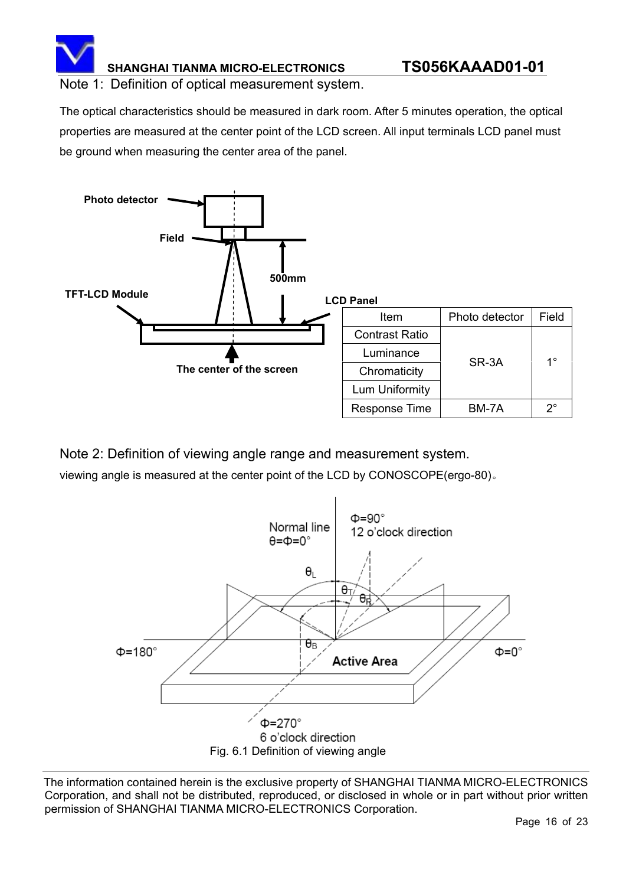Note 1: Definition of optical measurement system.

The optical characteristics should be measured in dark room. After 5 minutes operation, the optical properties are measured at the center point of the LCD screen. All input terminals LCD panel must be ground when measuring the center area of the panel.

| Item | Photo detector | Field |
|---|---|---|
| Contrast Ratio | SR-3A | 1° |
| Luminance | | |
| Chromaticity | | |
| Lum Uniformity | | |
| Response Time | BM-7A | 2° |

Note 2: Definition of viewing angle range and measurement system.

viewing angle is measured at the center point of the LCD by CONOSCOPE(ergo-80)。

Fig. 6.1 Definition of viewing angle

The information contained herein is the exclusive property of SHANGHAI TIANMA MICRO-ELECTRONICS Corporation, and shall not be distributed, reproduced, or disclosed in whole or in part without prior written permission of SHANGHAI TIANMA MICRO-ELECTRONICS Corporation.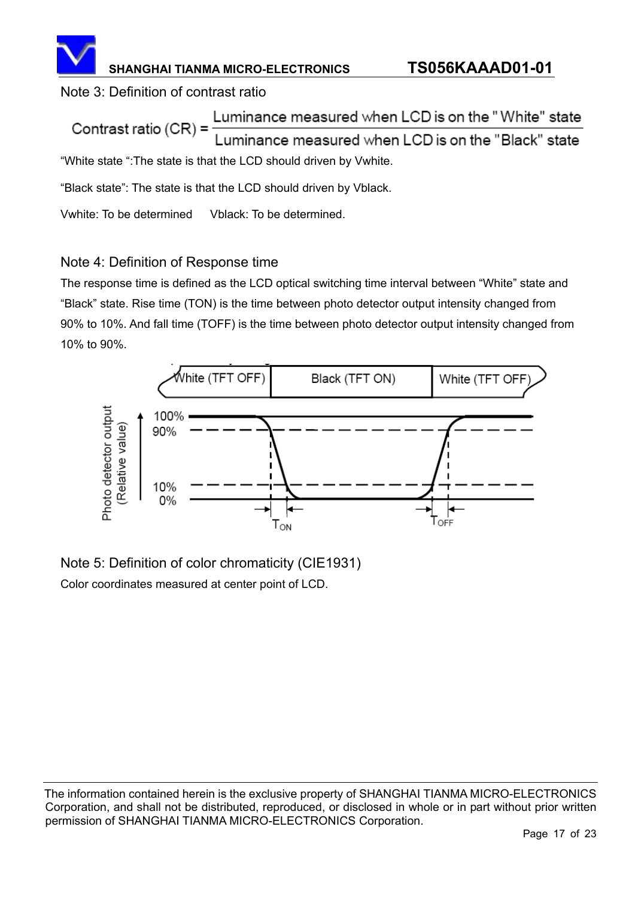Note 3: Definition of contrast ratio

$$\text{Contrast ratio (CR)} = \frac{\text{Luminance measured when LCD is on the "White" state}}{\text{Luminance measured when LCD is on the "Black" state}}$$

“White state “:The state is that the LCD should driven by Vwhite.

“Black state”: The state is that the LCD should driven by Vblack.

Vwhite: To be determined      Vblack: To be determined.

Note 4: Definition of Response time

The response time is defined as the LCD optical switching time interval between “White” state and “Black” state. Rise time (TON) is the time between photo detector output intensity changed from 90% to 10%. And fall time (TOFF) is the time between photo detector output intensity changed from 10% to 90%.

Note 5: Definition of color chromaticity (CIE1931)

Color coordinates measured at center point of LCD.

The information contained herein is the exclusive property of SHANGHAI TIANMA MICRO-ELECTRONICS Corporation, and shall not be distributed, reproduced, or disclosed in whole or in part without prior written permission of SHANGHAI TIANMA MICRO-ELECTRONICS Corporation.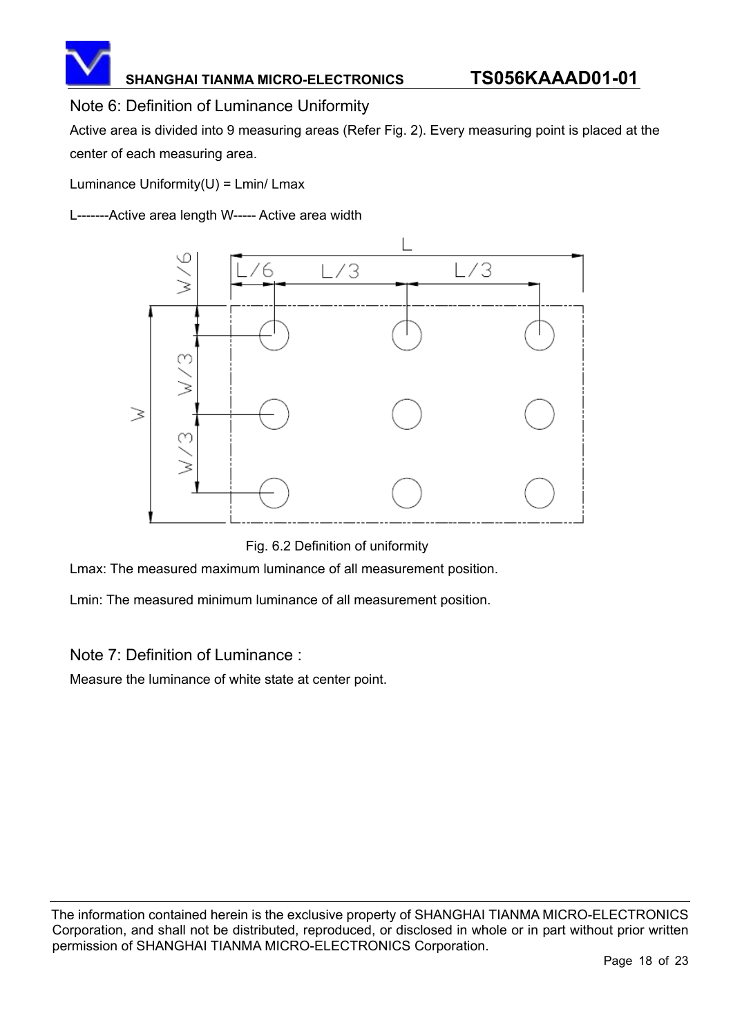## Note 6: Definition of Luminance Uniformity

Active area is divided into 9 measuring areas (Refer Fig. 2). Every measuring point is placed at the center of each measuring area.

Luminance Uniformity(U) = Lmin/ Lmax

L-------Active area length W----- Active area width

Fig. 6.2 Definition of uniformity

Lmax: The measured maximum luminance of all measurement position.

Lmin: The measured minimum luminance of all measurement position.

## Note 7: Definition of Luminance :

Measure the luminance of white state at center point.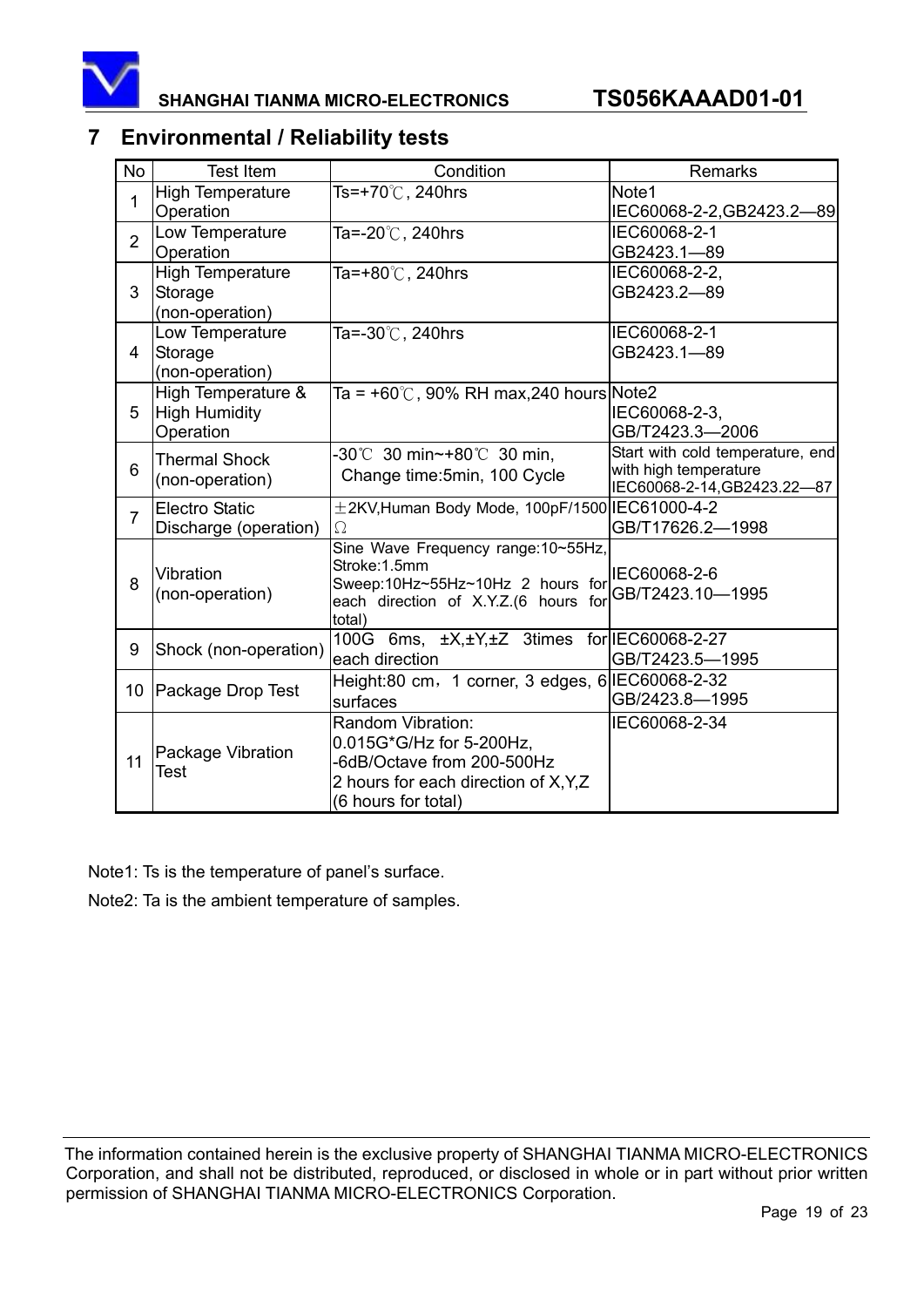## 7 Environmental / Reliability tests

| No | Test Item | Condition | Remarks |
|---|---|---|---|
| 1 | High Temperature Operation | Ts=+70℃, 240hrs | Note1 IEC60068-2-2,GB2423.2—89 |
| 2 | Low Temperature Operation | Ta=-20℃, 240hrs | IEC60068-2-1 GB2423.1—89 |
| 3 | High Temperature Storage (non-operation) | Ta=+80℃, 240hrs | IEC60068-2-2, GB2423.2—89 |
| 4 | Low Temperature Storage (non-operation) | Ta=-30℃, 240hrs | IEC60068-2-1 GB2423.1—89 |
| 5 | High Temperature & High Humidity Operation | Ta = +60℃, 90% RH max,240 hours | Note2 IEC60068-2-3, GB/T2423.3—2006 |
| 6 | Thermal Shock (non-operation) | -30℃ 30 min~+80℃ 30 min, Change time:5min, 100 Cycle | Start with cold temperature, end with high temperature IEC60068-2-14,GB2423.22—87 |
| 7 | Electro Static Discharge (operation) | ±2KV,Human Body Mode, 100pF/1500Ω | IEC61000-4-2 GB/T17626.2—1998 |
| 8 | Vibration (non-operation) | Sine Wave Frequency range:10~55Hz, Stroke:1.5mm Sweep:10Hz~55Hz~10Hz 2 hours for each direction of X.Y.Z.(6 hours for total) | IEC60068-2-6 GB/T2423.10—1995 |
| 9 | Shock (non-operation) | 100G 6ms, ±X,±Y,±Z 3times for each direction | IEC60068-2-27 GB/T2423.5—1995 |
| 10 | Package Drop Test | Height:80 cm，1 corner, 3 edges, 6 surfaces | IEC60068-2-32 GB/2423.8—1995 |
| 11 | Package Vibration Test | Random Vibration: 0.015G*G/Hz for 5-200Hz, -6dB/Octave from 200-500Hz 2 hours for each direction of X,Y,Z (6 hours for total) | IEC60068-2-34 |

Note1: Ts is the temperature of panel's surface.

Note2: Ta is the ambient temperature of samples.

The information contained herein is the exclusive property of SHANGHAI TIANMA MICRO-ELECTRONICS Corporation, and shall not be distributed, reproduced, or disclosed in whole or in part without prior written permission of SHANGHAI TIANMA MICRO-ELECTRONICS Corporation.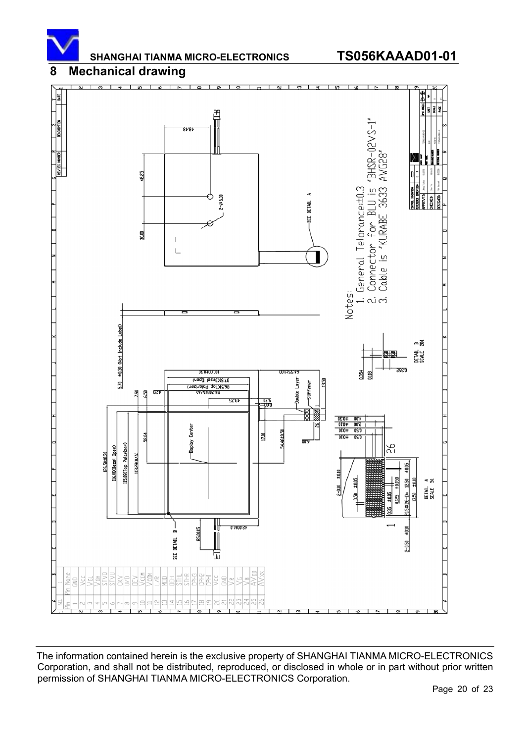# 8 Mechanical drawing

Notes:
1. General Teloronce:±0.3
2. Connector for BLU is "BHSR-02VS-1"
3. Cable is "KURABE 3633 AWG28"

| Pin | Pin Name |
|---|---|
| 1 | NC |
| 2 | GND |
| 3 | Vcc |
| 4 | VGL |
| 5 | VGH |
| 6 | STVD |
| 7 | STVU |
| 8 | CKV |
| 9 | U/D |
| 10 | OEV |
| 11 | VCOM |
| 12 | VCOM |
| 13 | L/R |
| 14 | MOD |
| 15 | OEH |
| 16 | STHL |
| 17 | STHR |
| 18 | CPH3 |
| 19 | CPH2 |
| 20 | CPH1 |
| 21 | Vcc |
| 22 | GND |
| 23 | VR |
| 24 | VG |
| 25 | VB |
| 26 | AVDD |
| 27 | AVSS |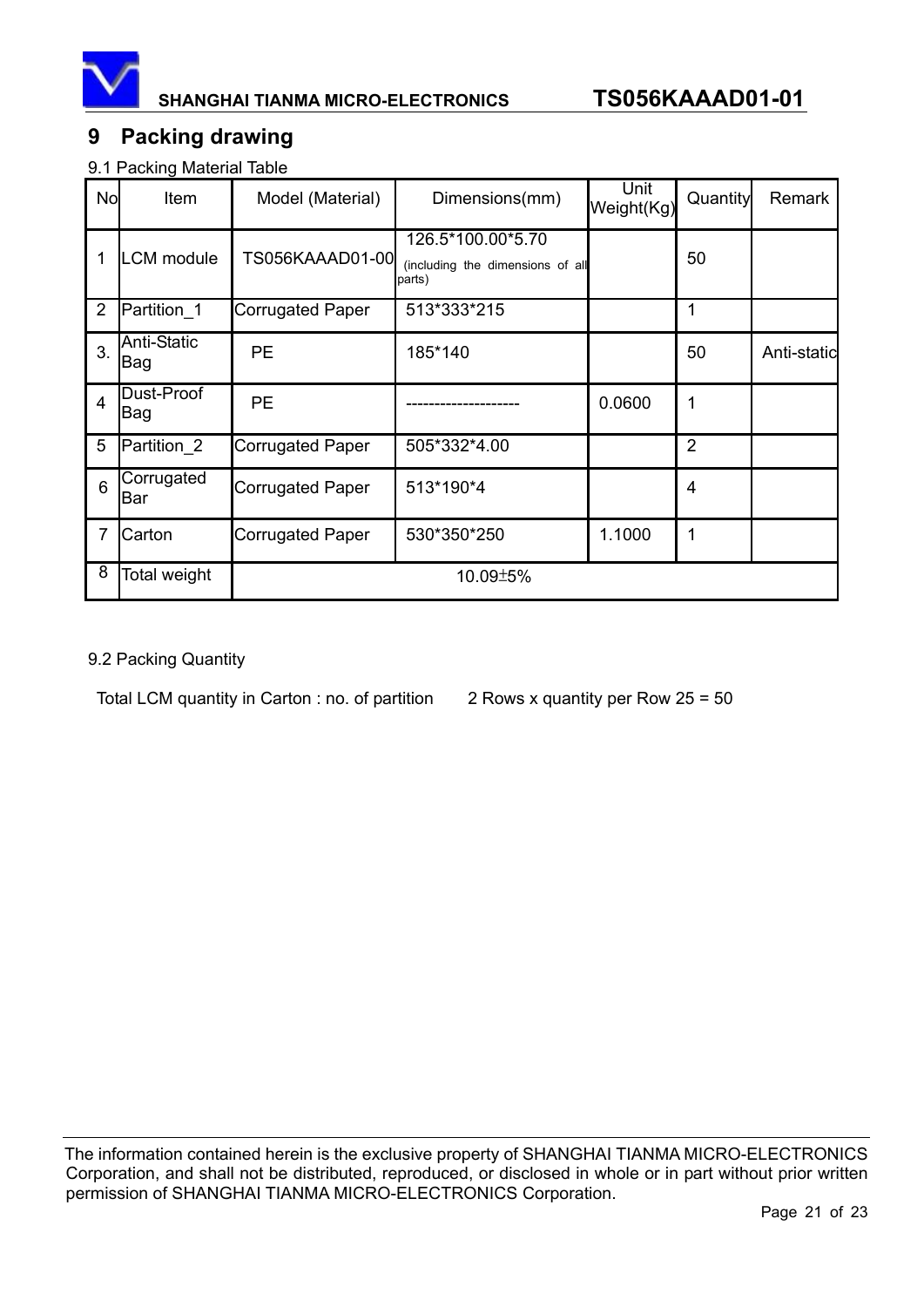## 9 Packing drawing

9.1 Packing Material Table

| No | Item | Model (Material) | Dimensions(mm) | Unit Weight(Kg) | Quantity | Remark |
|---|---|---|---|---|---|---|
| 1 | LCM module | TS056KAAAD01-00 | 126.5*100.00*5.70 (including the dimensions of all parts) | | 50 | |
| 2 | Partition_1 | Corrugated Paper | 513*333*215 | | 1 | |
| 3. | Anti-Static Bag | PE | 185*140 | | 50 | Anti-static |
| 4 | Dust-Proof Bag | PE | -------------------- | 0.0600 | 1 | |
| 5 | Partition_2 | Corrugated Paper | 505*332*4.00 | | 2 | |
| 6 | Corrugated Bar | Corrugated Paper | 513*190*4 | | 4 | |
| 7 | Carton | Corrugated Paper | 530*350*250 | 1.1000 | 1 | |
| 8 | Total weight | 10.09±5% | | | | |

9.2 Packing Quantity

Total LCM quantity in Carton : no. of partition   2 Rows x quantity per Row 25 = 50

The information contained herein is the exclusive property of SHANGHAI TIANMA MICRO-ELECTRONICS Corporation, and shall not be distributed, reproduced, or disclosed in whole or in part without prior written permission of SHANGHAI TIANMA MICRO-ELECTRONICS Corporation.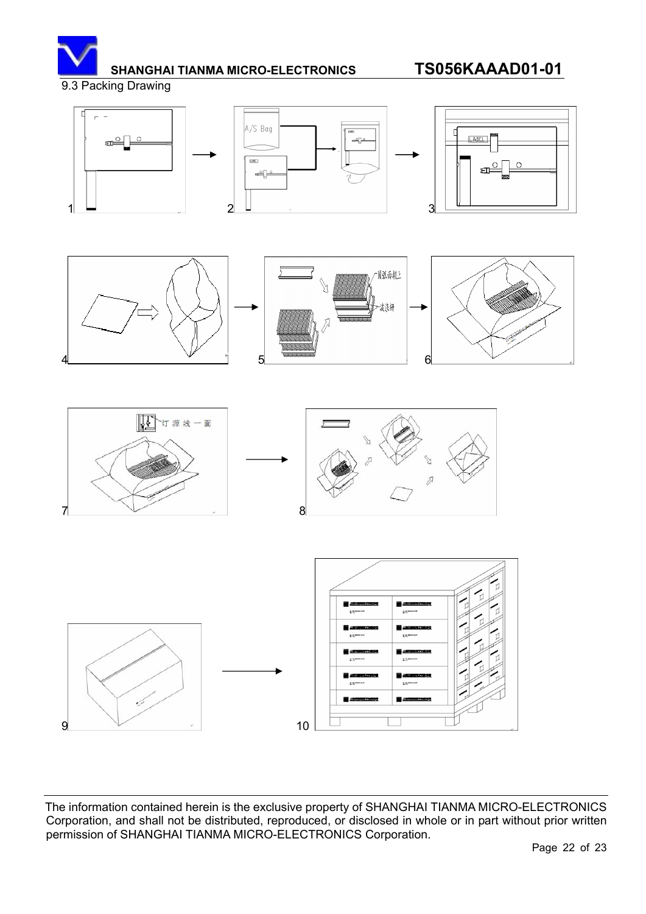9.3 Packing Drawing

1 2 3

4 5 6

7 8

9 10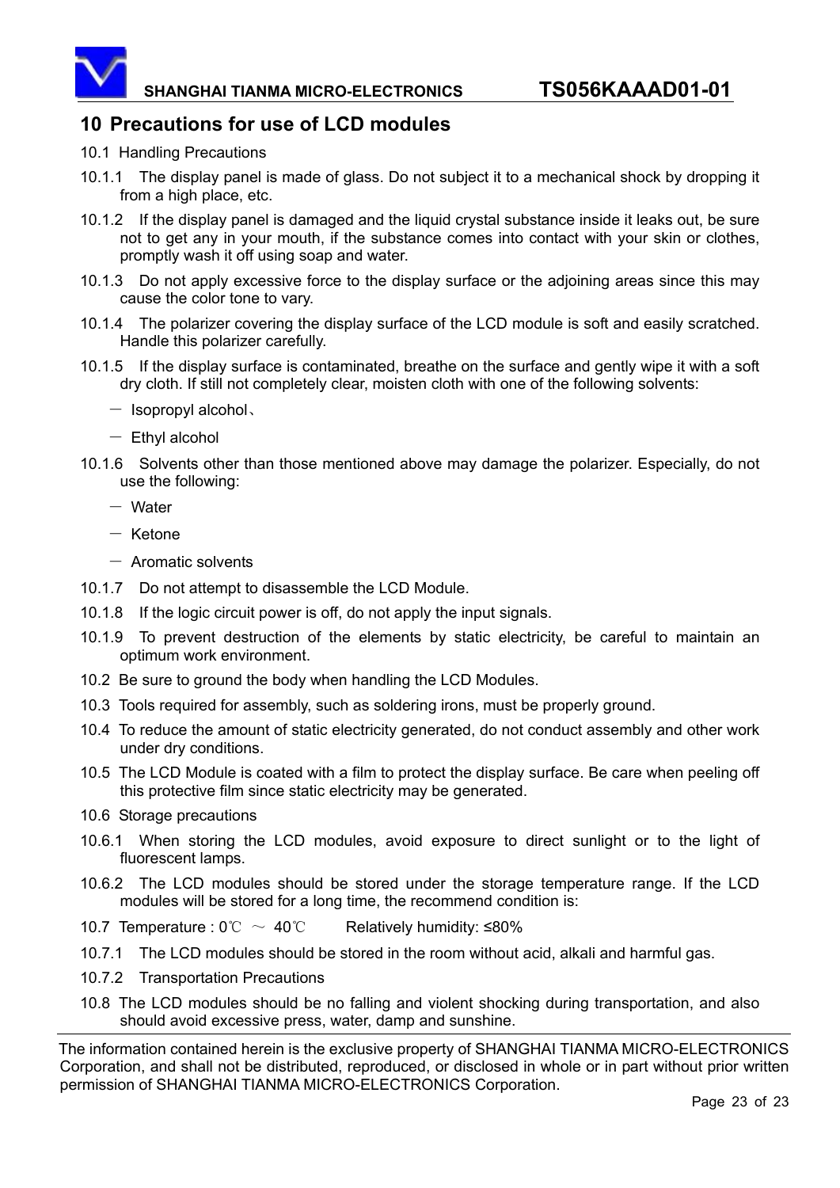## 10 Precautions for use of LCD modules

10.1 Handling Precautions

10.1.1 The display panel is made of glass. Do not subject it to a mechanical shock by dropping it from a high place, etc.

10.1.2 If the display panel is damaged and the liquid crystal substance inside it leaks out, be sure not to get any in your mouth, if the substance comes into contact with your skin or clothes, promptly wash it off using soap and water.

10.1.3 Do not apply excessive force to the display surface or the adjoining areas since this may cause the color tone to vary.

10.1.4 The polarizer covering the display surface of the LCD module is soft and easily scratched. Handle this polarizer carefully.

10.1.5 If the display surface is contaminated, breathe on the surface and gently wipe it with a soft dry cloth. If still not completely clear, moisten cloth with one of the following solvents:

- Isopropyl alcohol、
- Ethyl alcohol

10.1.6 Solvents other than those mentioned above may damage the polarizer. Especially, do not use the following:

- Water
- Ketone
- Aromatic solvents

10.1.7 Do not attempt to disassemble the LCD Module.

10.1.8 If the logic circuit power is off, do not apply the input signals.

10.1.9 To prevent destruction of the elements by static electricity, be careful to maintain an optimum work environment.

10.2 Be sure to ground the body when handling the LCD Modules.

10.3 Tools required for assembly, such as soldering irons, must be properly ground.

10.4 To reduce the amount of static electricity generated, do not conduct assembly and other work under dry conditions.

10.5 The LCD Module is coated with a film to protect the display surface. Be care when peeling off this protective film since static electricity may be generated.

10.6 Storage precautions

10.6.1 When storing the LCD modules, avoid exposure to direct sunlight or to the light of fluorescent lamps.

10.6.2 The LCD modules should be stored under the storage temperature range. If the LCD modules will be stored for a long time, the recommend condition is:

10.7 Temperature : 0℃ ～ 40℃   Relatively humidity: ≤80%

10.7.1 The LCD modules should be stored in the room without acid, alkali and harmful gas.

10.7.2 Transportation Precautions

10.8 The LCD modules should be no falling and violent shocking during transportation, and also should avoid excessive press, water, damp and sunshine.

The information contained herein is the exclusive property of SHANGHAI TIANMA MICRO-ELECTRONICS Corporation, and shall not be distributed, reproduced, or disclosed in whole or in part without prior written permission of SHANGHAI TIANMA MICRO-ELECTRONICS Corporation.